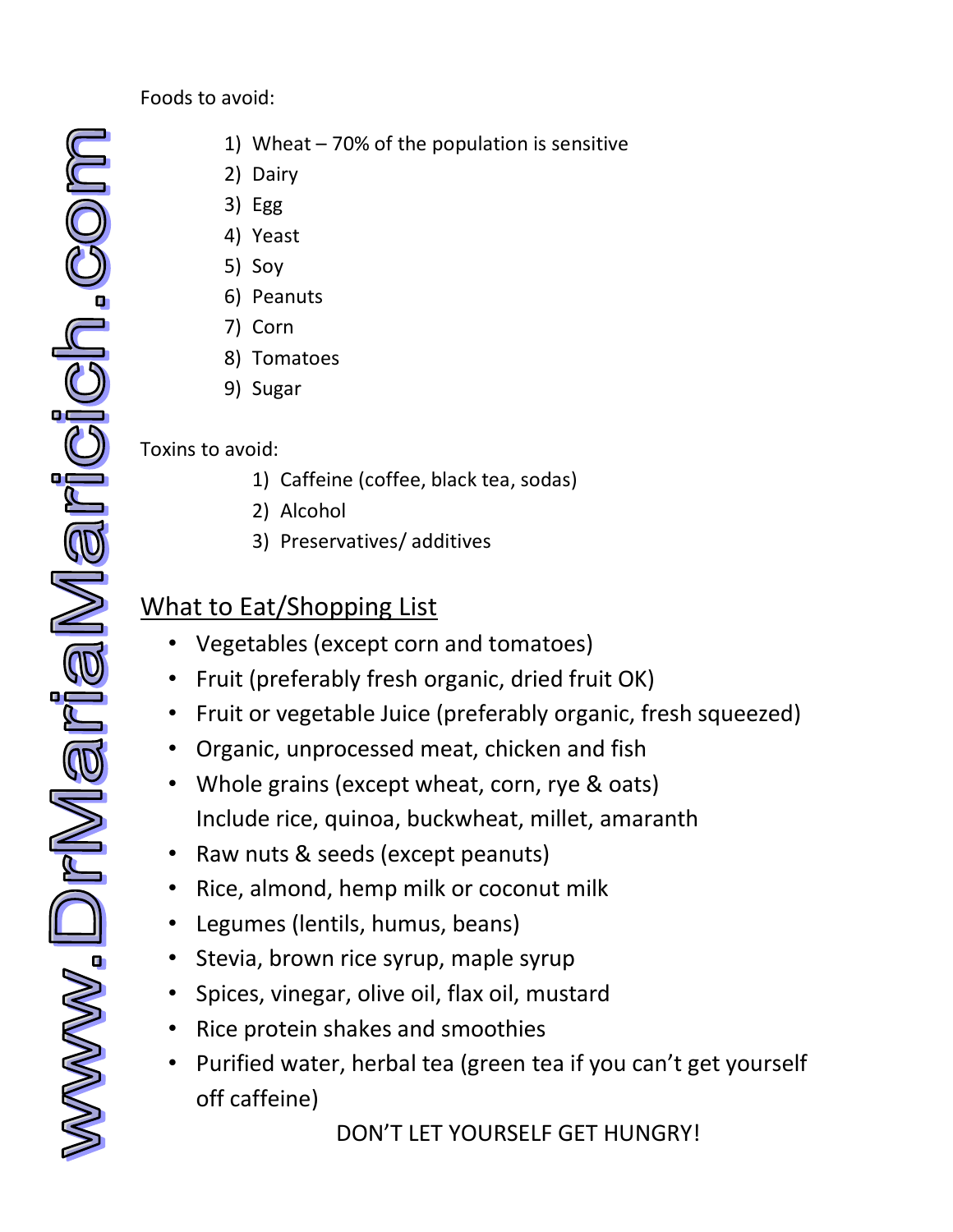Foods to avoid:

1) Wheat – 70% of the population is sensitive
2) Dairy
3) Egg
4) Yeast
5) Soy
6) Peanuts
7) Corn
8) Tomatoes
9) Sugar

Toxins to avoid:

1) Caffeine (coffee, black tea, sodas)
2) Alcohol
3) Preservatives/ additives

## What to Eat/Shopping List

- Vegetables (except corn and tomatoes)
- Fruit (preferably fresh organic, dried fruit OK)
- Fruit or vegetable Juice (preferably organic, fresh squeezed)
- Organic, unprocessed meat, chicken and fish
- Whole grains (except wheat, corn, rye & oats)
  Include rice, quinoa, buckwheat, millet, amaranth
- Raw nuts & seeds (except peanuts)
- Rice, almond, hemp milk or coconut milk
- Legumes (lentils, humus, beans)
- Stevia, brown rice syrup, maple syrup
- Spices, vinegar, olive oil, flax oil, mustard
- Rice protein shakes and smoothies
- Purified water, herbal tea (green tea if you can't get yourself off caffeine)

DON'T LET YOURSELF GET HUNGRY!

www.DrMariaMaricich.com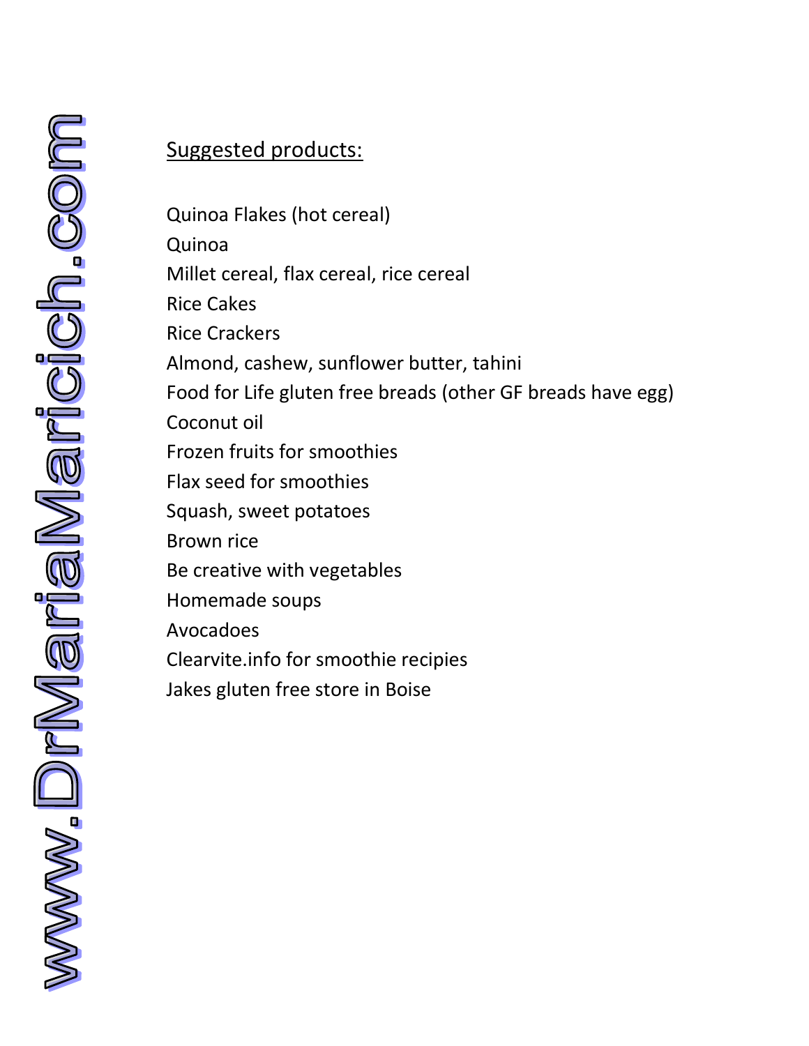Suggested products:

Quinoa Flakes (hot cereal)
Quinoa
Millet cereal, flax cereal, rice cereal
Rice Cakes
Rice Crackers
Almond, cashew, sunflower butter, tahini
Food for Life gluten free breads (other GF breads have egg)
Coconut oil
Frozen fruits for smoothies
Flax seed for smoothies
Squash, sweet potatoes
Brown rice
Be creative with vegetables
Homemade soups
Avocadoes
Clearvite.info for smoothie recipies
Jakes gluten free store in Boise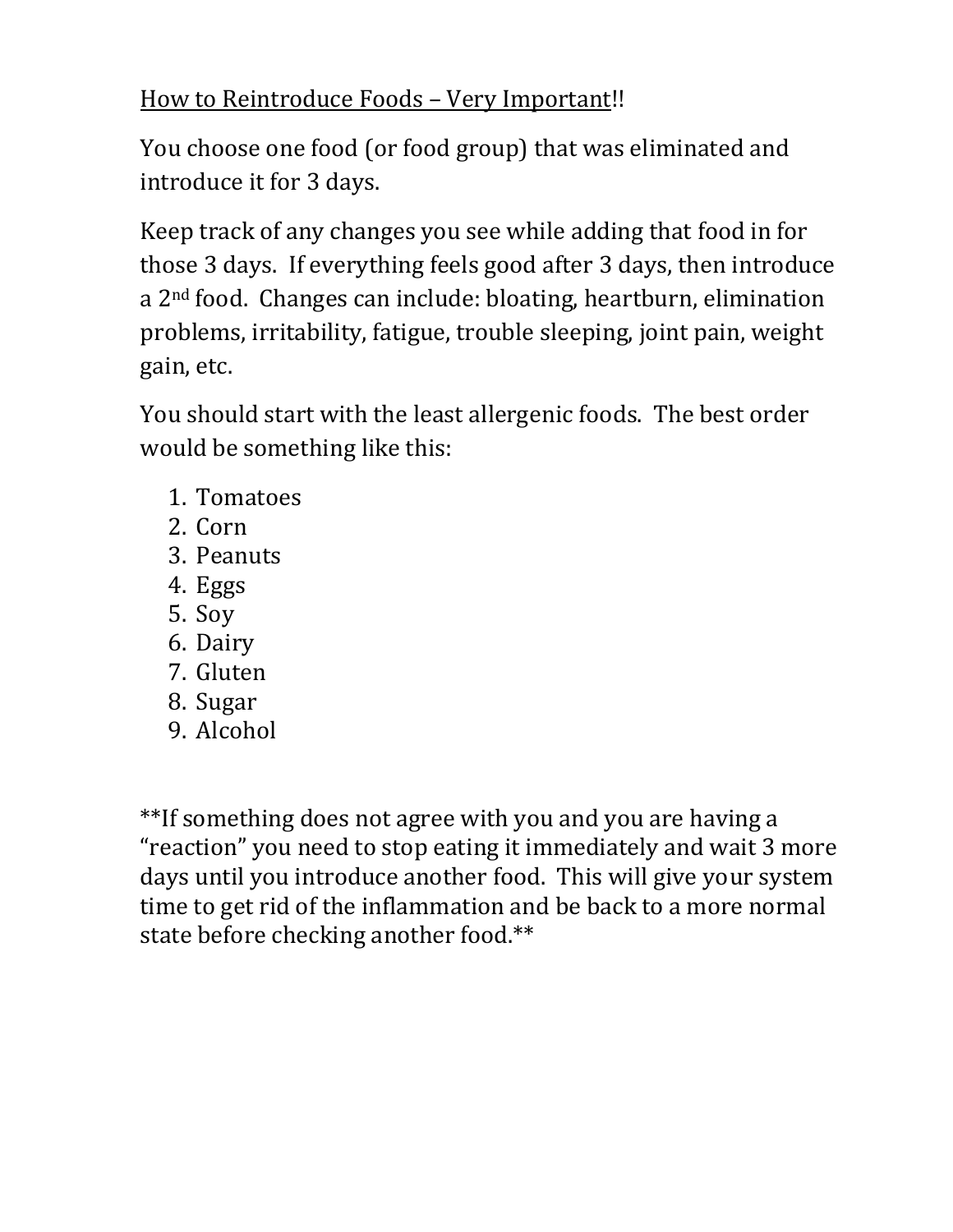<u>How to Reintroduce Foods – Very Important</u>!!

You choose one food (or food group) that was eliminated and introduce it for 3 days.

Keep track of any changes you see while adding that food in for those 3 days. If everything feels good after 3 days, then introduce a 2nd food. Changes can include: bloating, heartburn, elimination problems, irritability, fatigue, trouble sleeping, joint pain, weight gain, etc.

You should start with the least allergenic foods. The best order would be something like this:

1. Tomatoes
2. Corn
3. Peanuts
4. Eggs
5. Soy
6. Dairy
7. Gluten
8. Sugar
9. Alcohol

**If something does not agree with you and you are having a "reaction" you need to stop eating it immediately and wait 3 more days until you introduce another food. This will give your system time to get rid of the inflammation and be back to a more normal state before checking another food.**